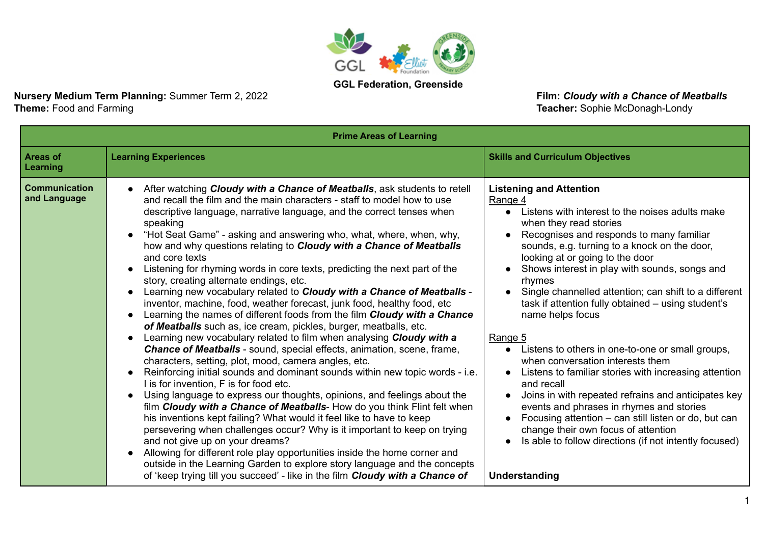**GGL Federation, Greenside**

**Nursery Medium Term Planning:** Summer Term 2, 2022
**Theme:** Food and Farming

**Film:** ***Cloudy with a Chance of Meatballs***
**Teacher:** Sophie McDonagh-Londy

| **Prime Areas of Learning** | | |
|---|---|---|
| **Areas of Learning** | **Learning Experiences** | **Skills and Curriculum Objectives** |
| **Communication and Language** | • After watching ***Cloudy with a Chance of Meatballs***, ask students to retell and recall the film and the main characters - staff to model how to use descriptive language, narrative language, and the correct tenses when speaking<br>• "Hot Seat Game" - asking and answering who, what, where, when, why, how and why questions relating to ***Cloudy with a Chance of Meatballs*** and core texts<br>• Listening for rhyming words in core texts, predicting the next part of the story, creating alternate endings, etc.<br>• Learning new vocabulary related to ***Cloudy with a Chance of Meatballs*** - inventor, machine, food, weather forecast, junk food, healthy food, etc<br>• Learning the names of different foods from the film ***Cloudy with a Chance of Meatballs*** such as, ice cream, pickles, burger, meatballs, etc.<br>• Learning new vocabulary related to film when analysing ***Cloudy with a Chance of Meatballs*** - sound, special effects, animation, scene, frame, characters, setting, plot, mood, camera angles, etc.<br>• Reinforcing initial sounds and dominant sounds within new topic words - i.e. I is for invention, F is for food etc.<br>• Using language to express our thoughts, opinions, and feelings about the film ***Cloudy with a Chance of Meatballs***- How do you think Flint felt when his inventions kept failing? What would it feel like to have to keep persevering when challenges occur? Why is it important to keep on trying and not give up on your dreams?<br>• Allowing for different role play opportunities inside the home corner and outside in the Learning Garden to explore story language and the concepts of 'keep trying till you succeed' - like in the film ***Cloudy with a Chance of*** | **Listening and Attention**<br><u>Range 4</u><br>• Listens with interest to the noises adults make when they read stories<br>• Recognises and responds to many familiar sounds, e.g. turning to a knock on the door, looking at or going to the door<br>• Shows interest in play with sounds, songs and rhymes<br>• Single channelled attention; can shift to a different task if attention fully obtained – using student's name helps focus<br><br><u>Range 5</u><br>• Listens to others in one-to-one or small groups, when conversation interests them<br>• Listens to familiar stories with increasing attention and recall<br>• Joins in with repeated refrains and anticipates key events and phrases in rhymes and stories<br>• Focusing attention – can still listen or do, but can change their own focus of attention<br>• Is able to follow directions (if not intently focused)<br><br>**Understanding** |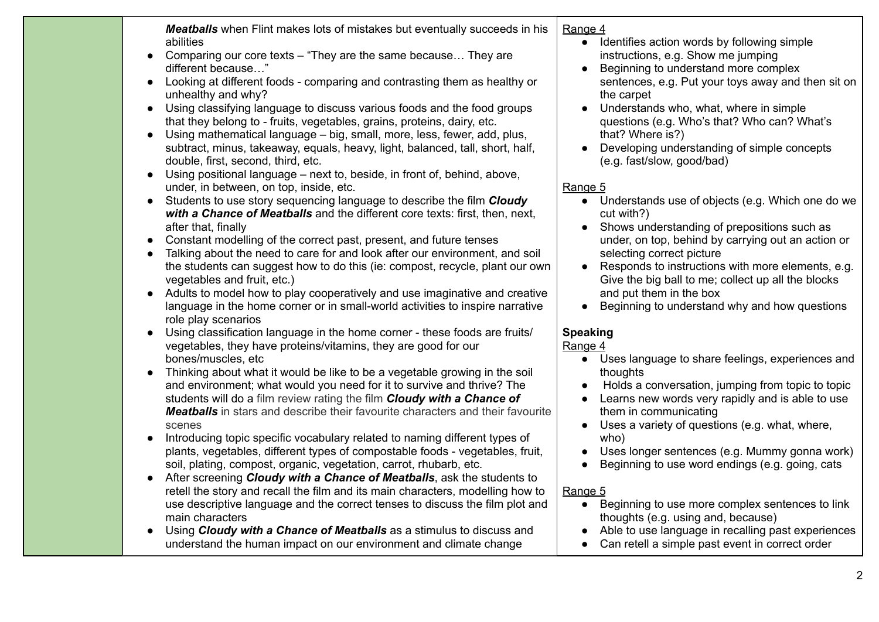| | | |
|---|---|---|
| | ***Meatballs*** when Flint makes lots of mistakes but eventually succeeds in his abilities<br>• Comparing our core texts – "They are the same because… They are different because…"<br>• Looking at different foods - comparing and contrasting them as healthy or unhealthy and why?<br>• Using classifying language to discuss various foods and the food groups that they belong to - fruits, vegetables, grains, proteins, dairy, etc.<br>• Using mathematical language – big, small, more, less, fewer, add, plus, subtract, minus, takeaway, equals, heavy, light, balanced, tall, short, half, double, first, second, third, etc.<br>• Using positional language – next to, beside, in front of, behind, above, under, in between, on top, inside, etc.<br>• Students to use story sequencing language to describe the film ***Cloudy with a Chance of Meatballs*** and the different core texts: first, then, next, after that, finally<br>• Constant modelling of the correct past, present, and future tenses<br>• Talking about the need to care for and look after our environment, and soil the students can suggest how to do this (ie: compost, recycle, plant our own vegetables and fruit, etc.)<br>• Adults to model how to play cooperatively and use imaginative and creative language in the home corner or in small-world activities to inspire narrative role play scenarios<br>• Using classification language in the home corner - these foods are fruits/ vegetables, they have proteins/vitamins, they are good for our bones/muscles, etc<br>• Thinking about what it would be like to be a vegetable growing in the soil and environment; what would you need for it to survive and thrive? The students will do a film review rating the film ***Cloudy with a Chance of Meatballs*** in stars and describe their favourite characters and their favourite scenes<br>• Introducing topic specific vocabulary related to naming different types of plants, vegetables, different types of compostable foods - vegetables, fruit, soil, plating, compost, organic, vegetation, carrot, rhubarb, etc.<br>• After screening ***Cloudy with a Chance of Meatballs***, ask the students to retell the story and recall the film and its main characters, modelling how to use descriptive language and the correct tenses to discuss the film plot and main characters<br>• Using ***Cloudy with a Chance of Meatballs*** as a stimulus to discuss and understand the human impact on our environment and climate change | Range 4<br>• Identifies action words by following simple instructions, e.g. Show me jumping<br>• Beginning to understand more complex sentences, e.g. Put your toys away and then sit on the carpet<br>• Understands who, what, where in simple questions (e.g. Who's that? Who can? What's that? Where is?)<br>• Developing understanding of simple concepts (e.g. fast/slow, good/bad)<br><br>Range 5<br>• Understands use of objects (e.g. Which one do we cut with?)<br>• Shows understanding of prepositions such as under, on top, behind by carrying out an action or selecting correct picture<br>• Responds to instructions with more elements, e.g. Give the big ball to me; collect up all the blocks and put them in the box<br>• Beginning to understand why and how questions<br><br>**Speaking**<br>Range 4<br>• Uses language to share feelings, experiences and thoughts<br>• Holds a conversation, jumping from topic to topic<br>• Learns new words very rapidly and is able to use them in communicating<br>• Uses a variety of questions (e.g. what, where, who)<br>• Uses longer sentences (e.g. Mummy gonna work)<br>• Beginning to use word endings (e.g. going, cats<br><br>Range 5<br>• Beginning to use more complex sentences to link thoughts (e.g. using and, because)<br>• Able to use language in recalling past experiences<br>• Can retell a simple past event in correct order |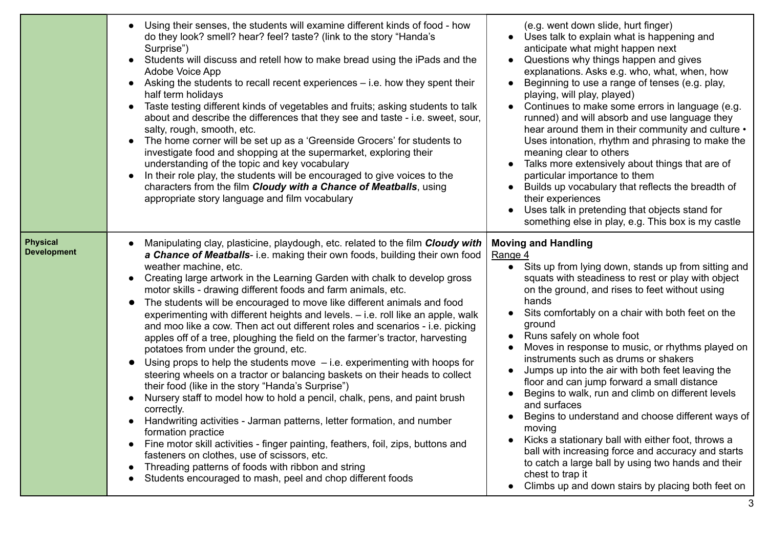| | | |
|---|---|---|
| | • Using their senses, the students will examine different kinds of food - how do they look? smell? hear? feel? taste? (link to the story "Handa's Surprise")<br>• Students will discuss and retell how to make bread using the iPads and the Adobe Voice App<br>• Asking the students to recall recent experiences – i.e. how they spent their half term holidays<br>• Taste testing different kinds of vegetables and fruits; asking students to talk about and describe the differences that they see and taste - i.e. sweet, sour, salty, rough, smooth, etc.<br>• The home corner will be set up as a 'Greenside Grocers' for students to investigate food and shopping at the supermarket, exploring their understanding of the topic and key vocabulary<br>• In their role play, the students will be encouraged to give voices to the characters from the film ***Cloudy with a Chance of Meatballs***, using appropriate story language and film vocabulary | (e.g. went down slide, hurt finger)<br>• Uses talk to explain what is happening and anticipate what might happen next<br>• Questions why things happen and gives explanations. Asks e.g. who, what, when, how<br>• Beginning to use a range of tenses (e.g. play, playing, will play, played)<br>• Continues to make some errors in language (e.g. runned) and will absorb and use language they hear around them in their community and culture • Uses intonation, rhythm and phrasing to make the meaning clear to others<br>• Talks more extensively about things that are of particular importance to them<br>• Builds up vocabulary that reflects the breadth of their experiences<br>• Uses talk in pretending that objects stand for something else in play, e.g. This box is my castle |
| **Physical Development** | • Manipulating clay, plasticine, playdough, etc. related to the film ***Cloudy with a Chance of Meatballs***- i.e. making their own foods, building their own food weather machine, etc.<br>• Creating large artwork in the Learning Garden with chalk to develop gross motor skills - drawing different foods and farm animals, etc.<br>• The students will be encouraged to move like different animals and food experimenting with different heights and levels. – i.e. roll like an apple, walk and moo like a cow. Then act out different roles and scenarios - i.e. picking apples off of a tree, ploughing the field on the farmer's tractor, harvesting potatoes from under the ground, etc.<br>• Using props to help the students move – i.e. experimenting with hoops for steering wheels on a tractor or balancing baskets on their heads to collect their food (like in the story "Handa's Surprise")<br>• Nursery staff to model how to hold a pencil, chalk, pens, and paint brush correctly.<br>• Handwriting activities - Jarman patterns, letter formation, and number formation practice<br>• Fine motor skill activities - finger painting, feathers, foil, zips, buttons and fasteners on clothes, use of scissors, etc.<br>• Threading patterns of foods with ribbon and string<br>• Students encouraged to mash, peel and chop different foods | **Moving and Handling**<br>Range 4<br>• Sits up from lying down, stands up from sitting and squats with steadiness to rest or play with object on the ground, and rises to feet without using hands<br>• Sits comfortably on a chair with both feet on the ground<br>• Runs safely on whole foot<br>• Moves in response to music, or rhythms played on instruments such as drums or shakers<br>• Jumps up into the air with both feet leaving the floor and can jump forward a small distance<br>• Begins to walk, run and climb on different levels and surfaces<br>• Begins to understand and choose different ways of moving<br>• Kicks a stationary ball with either foot, throws a ball with increasing force and accuracy and starts to catch a large ball by using two hands and their chest to trap it<br>• Climbs up and down stairs by placing both feet on |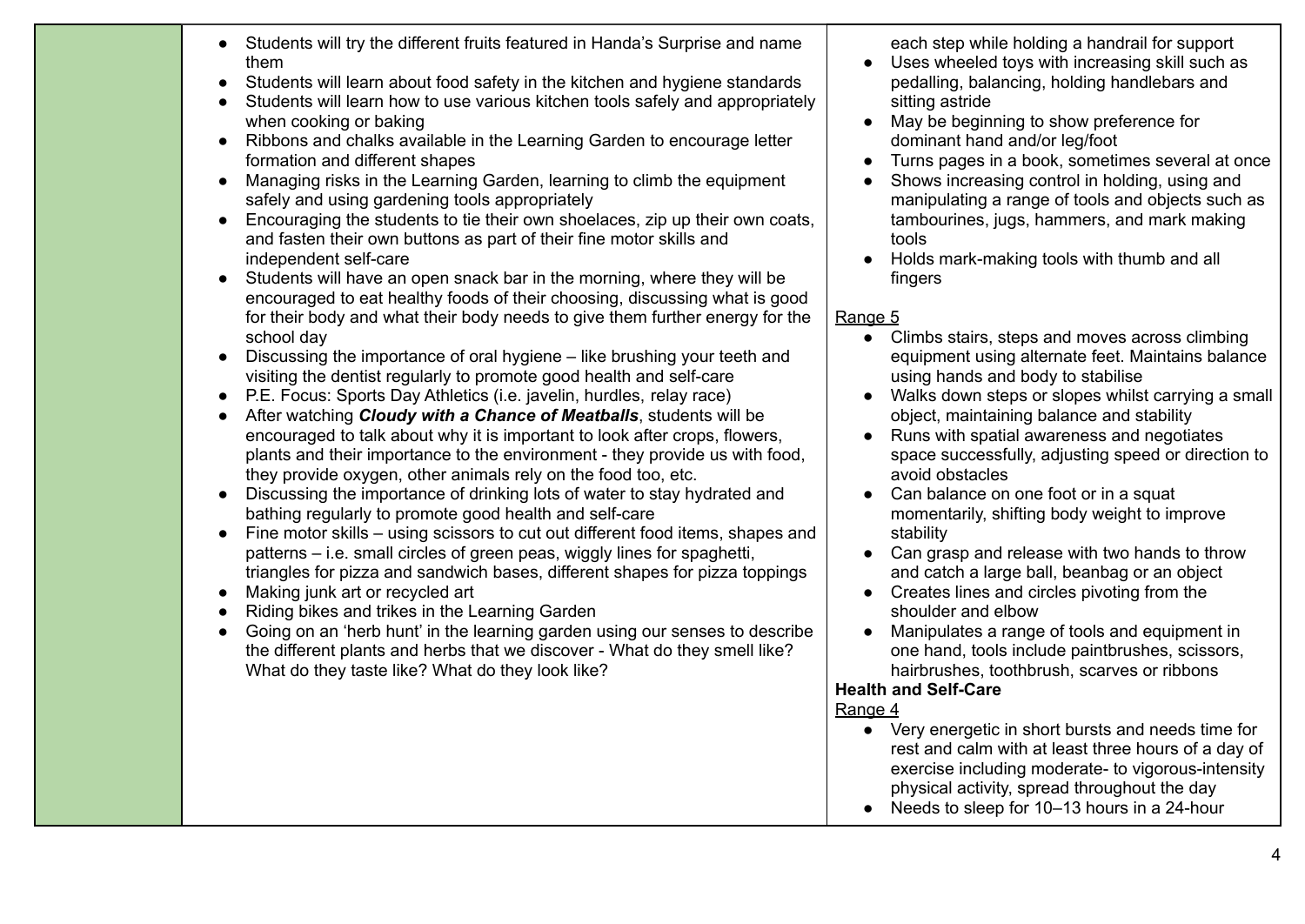| | | |
|---|---|---|
| | • Students will try the different fruits featured in Handa's Surprise and name them<br>• Students will learn about food safety in the kitchen and hygiene standards<br>• Students will learn how to use various kitchen tools safely and appropriately when cooking or baking<br>• Ribbons and chalks available in the Learning Garden to encourage letter formation and different shapes<br>• Managing risks in the Learning Garden, learning to climb the equipment safely and using gardening tools appropriately<br>• Encouraging the students to tie their own shoelaces, zip up their own coats, and fasten their own buttons as part of their fine motor skills and independent self-care<br>• Students will have an open snack bar in the morning, where they will be encouraged to eat healthy foods of their choosing, discussing what is good for their body and what their body needs to give them further energy for the school day<br>• Discussing the importance of oral hygiene – like brushing your teeth and visiting the dentist regularly to promote good health and self-care<br>• P.E. Focus: Sports Day Athletics (i.e. javelin, hurdles, relay race)<br>• After watching ***Cloudy with a Chance of Meatballs***, students will be encouraged to talk about why it is important to look after crops, flowers, plants and their importance to the environment - they provide us with food, they provide oxygen, other animals rely on the food too, etc.<br>• Discussing the importance of drinking lots of water to stay hydrated and bathing regularly to promote good health and self-care<br>• Fine motor skills – using scissors to cut out different food items, shapes and patterns – i.e. small circles of green peas, wiggly lines for spaghetti, triangles for pizza and sandwich bases, different shapes for pizza toppings<br>• Making junk art or recycled art<br>• Riding bikes and trikes in the Learning Garden<br>• Going on an 'herb hunt' in the learning garden using our senses to describe the different plants and herbs that we discover - What do they smell like? What do they taste like? What do they look like? | each step while holding a handrail for support<br>• Uses wheeled toys with increasing skill such as pedalling, balancing, holding handlebars and sitting astride<br>• May be beginning to show preference for dominant hand and/or leg/foot<br>• Turns pages in a book, sometimes several at once<br>• Shows increasing control in holding, using and manipulating a range of tools and objects such as tambourines, jugs, hammers, and mark making tools<br>• Holds mark-making tools with thumb and all fingers<br><br><u>Range 5</u><br>• Climbs stairs, steps and moves across climbing equipment using alternate feet. Maintains balance using hands and body to stabilise<br>• Walks down steps or slopes whilst carrying a small object, maintaining balance and stability<br>• Runs with spatial awareness and negotiates space successfully, adjusting speed or direction to avoid obstacles<br>• Can balance on one foot or in a squat momentarily, shifting body weight to improve stability<br>• Can grasp and release with two hands to throw and catch a large ball, beanbag or an object<br>• Creates lines and circles pivoting from the shoulder and elbow<br>• Manipulates a range of tools and equipment in one hand, tools include paintbrushes, scissors, hairbrushes, toothbrush, scarves or ribbons<br>**Health and Self-Care**<br><u>Range 4</u><br>• Very energetic in short bursts and needs time for rest and calm with at least three hours of a day of exercise including moderate- to vigorous-intensity physical activity, spread throughout the day<br>• Needs to sleep for 10–13 hours in a 24-hour |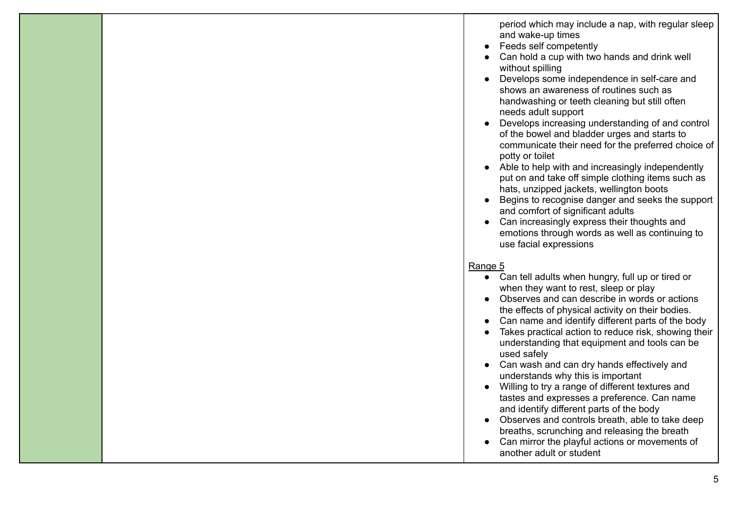| | | |
|---|---|---|
| | | period which may include a nap, with regular sleep and wake-up times<br>● Feeds self competently<br>● Can hold a cup with two hands and drink well without spilling<br>● Develops some independence in self-care and shows an awareness of routines such as handwashing or teeth cleaning but still often needs adult support<br>● Develops increasing understanding of and control of the bowel and bladder urges and starts to communicate their need for the preferred choice of potty or toilet<br>● Able to help with and increasingly independently put on and take off simple clothing items such as hats, unzipped jackets, wellington boots<br>● Begins to recognise danger and seeks the support and comfort of significant adults<br>● Can increasingly express their thoughts and emotions through words as well as continuing to use facial expressions<br><br><u>Range 5</u><br>● Can tell adults when hungry, full up or tired or when they want to rest, sleep or play<br>● Observes and can describe in words or actions the effects of physical activity on their bodies.<br>● Can name and identify different parts of the body<br>● Takes practical action to reduce risk, showing their understanding that equipment and tools can be used safely<br>● Can wash and can dry hands effectively and understands why this is important<br>● Willing to try a range of different textures and tastes and expresses a preference. Can name and identify different parts of the body<br>● Observes and controls breath, able to take deep breaths, scrunching and releasing the breath<br>● Can mirror the playful actions or movements of another adult or student |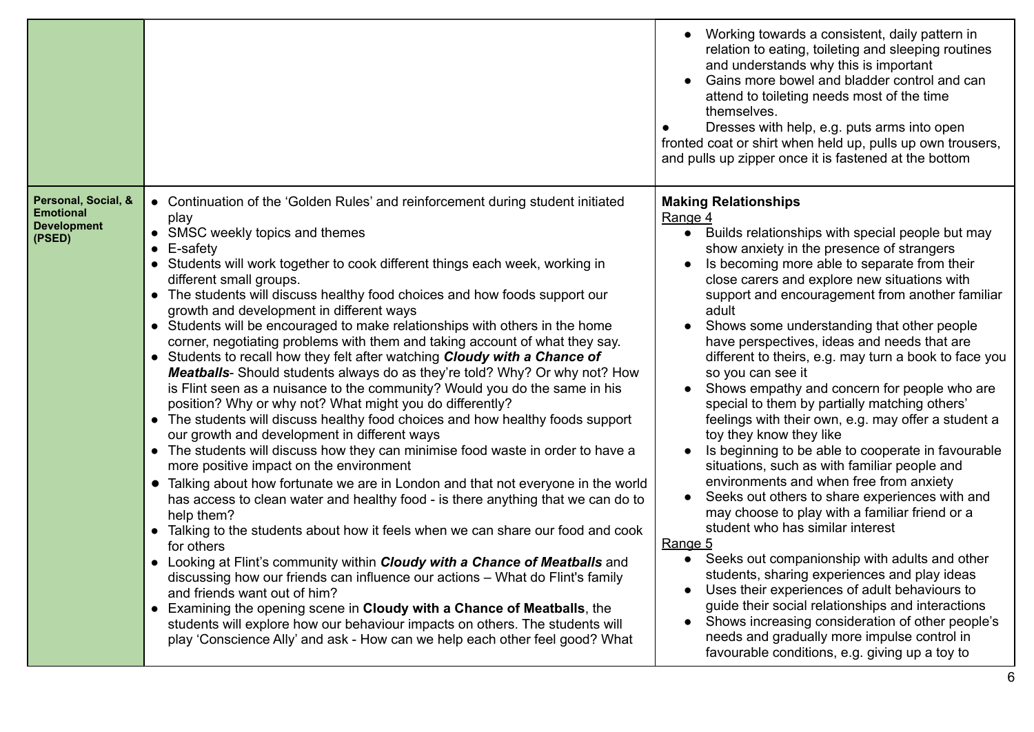| | | |
|---|---|---|
| | | <ul><li>Working towards a consistent, daily pattern in relation to eating, toileting and sleeping routines and understands why this is important</li><li>Gains more bowel and bladder control and can attend to toileting needs most of the time themselves.</li><li>Dresses with help, e.g. puts arms into open fronted coat or shirt when held up, pulls up own trousers, and pulls up zipper once it is fastened at the bottom</li></ul> |
| **Personal, Social, & Emotional Development (PSED)** | <ul><li>Continuation of the 'Golden Rules' and reinforcement during student initiated play</li><li>SMSC weekly topics and themes</li><li>E-safety</li><li>Students will work together to cook different things each week, working in different small groups.</li><li>The students will discuss healthy food choices and how foods support our growth and development in different ways</li><li>Students will be encouraged to make relationships with others in the home corner, negotiating problems with them and taking account of what they say.</li><li>Students to recall how they felt after watching ***Cloudy with a Chance of Meatballs***- Should students always do as they're told? Why? Or why not? How is Flint seen as a nuisance to the community? Would you do the same in his position? Why or why not? What might you do differently?</li><li>The students will discuss healthy food choices and how healthy foods support our growth and development in different ways</li><li>The students will discuss how they can minimise food waste in order to have a more positive impact on the environment</li><li>Talking about how fortunate we are in London and that not everyone in the world has access to clean water and healthy food - is there anything that we can do to help them?</li><li>Talking to the students about how it feels when we can share our food and cook for others</li><li>Looking at Flint's community within ***Cloudy with a Chance of Meatballs*** and discussing how our friends can influence our actions – What do Flint's family and friends want out of him?</li><li>Examining the opening scene in **Cloudy with a Chance of Meatballs**, the students will explore how our behaviour impacts on others. The students will play 'Conscience Ally' and ask - How can we help each other feel good? What</li></ul> | **Making Relationships**<br>Range 4<ul><li>Builds relationships with special people but may show anxiety in the presence of strangers</li><li>Is becoming more able to separate from their close carers and explore new situations with support and encouragement from another familiar adult</li><li>Shows some understanding that other people have perspectives, ideas and needs that are different to theirs, e.g. may turn a book to face you so you can see it</li><li>Shows empathy and concern for people who are special to them by partially matching others' feelings with their own, e.g. may offer a student a toy they know they like</li><li>Is beginning to be able to cooperate in favourable situations, such as with familiar people and environments and when free from anxiety</li><li>Seeks out others to share experiences with and may choose to play with a familiar friend or a student who has similar interest</li></ul>Range 5<ul><li>Seeks out companionship with adults and other students, sharing experiences and play ideas</li><li>Uses their experiences of adult behaviours to guide their social relationships and interactions</li><li>Shows increasing consideration of other people's needs and gradually more impulse control in favourable conditions, e.g. giving up a toy to</li></ul> |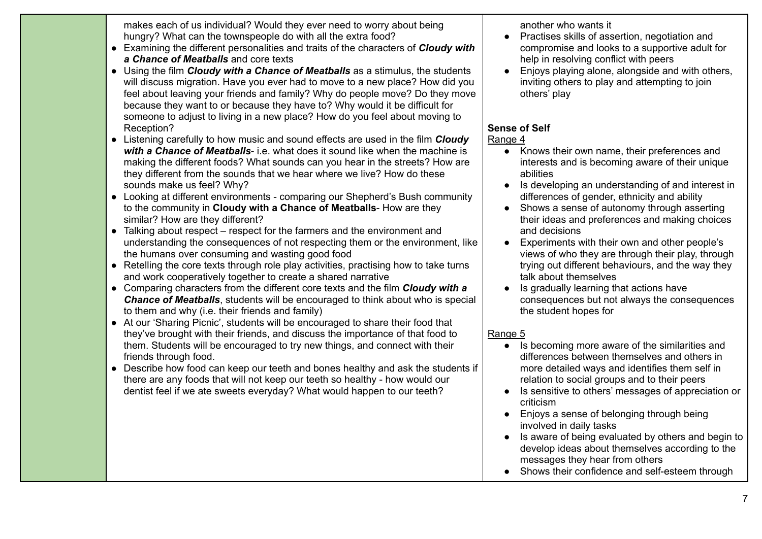| | | |
|---|---|---|
| | makes each of us individual? Would they ever need to worry about being hungry? What can the townspeople do with all the extra food?<br>● Examining the different personalities and traits of the characters of ***Cloudy with a Chance of Meatballs*** and core texts<br>● Using the film ***Cloudy with a Chance of Meatballs*** as a stimulus, the students will discuss migration. Have you ever had to move to a new place? How did you feel about leaving your friends and family? Why do people move? Do they move because they want to or because they have to? Why would it be difficult for someone to adjust to living in a new place? How do you feel about moving to Reception?<br>● Listening carefully to how music and sound effects are used in the film ***Cloudy with a Chance of Meatballs***- i.e. what does it sound like when the machine is making the different foods? What sounds can you hear in the streets? How are they different from the sounds that we hear where we live? How do these sounds make us feel? Why?<br>● Looking at different environments - comparing our Shepherd's Bush community to the community in **Cloudy with a Chance of Meatballs**- How are they similar? How are they different?<br>● Talking about respect – respect for the farmers and the environment and understanding the consequences of not respecting them or the environment, like the humans over consuming and wasting good food<br>● Retelling the core texts through role play activities, practising how to take turns and work cooperatively together to create a shared narrative<br>● Comparing characters from the different core texts and the film ***Cloudy with a Chance of Meatballs***, students will be encouraged to think about who is special to them and why (i.e. their friends and family)<br>● At our 'Sharing Picnic', students will be encouraged to share their food that they've brought with their friends, and discuss the importance of that food to them. Students will be encouraged to try new things, and connect with their friends through food.<br>● Describe how food can keep our teeth and bones healthy and ask the students if there are any foods that will not keep our teeth so healthy - how would our dentist feel if we ate sweets everyday? What would happen to our teeth? | another who wants it<br>● Practises skills of assertion, negotiation and compromise and looks to a supportive adult for help in resolving conflict with peers<br>● Enjoys playing alone, alongside and with others, inviting others to play and attempting to join others' play<br><br>**Sense of Self**<br>Range 4<br>● Knows their own name, their preferences and interests and is becoming aware of their unique abilities<br>● Is developing an understanding of and interest in differences of gender, ethnicity and ability<br>● Shows a sense of autonomy through asserting their ideas and preferences and making choices and decisions<br>● Experiments with their own and other people's views of who they are through their play, through trying out different behaviours, and the way they talk about themselves<br>● Is gradually learning that actions have consequences but not always the consequences the student hopes for<br><br>Range 5<br>● Is becoming more aware of the similarities and differences between themselves and others in more detailed ways and identifies them self in relation to social groups and to their peers<br>● Is sensitive to others' messages of appreciation or criticism<br>● Enjoys a sense of belonging through being involved in daily tasks<br>● Is aware of being evaluated by others and begin to develop ideas about themselves according to the messages they hear from others<br>● Shows their confidence and self-esteem through |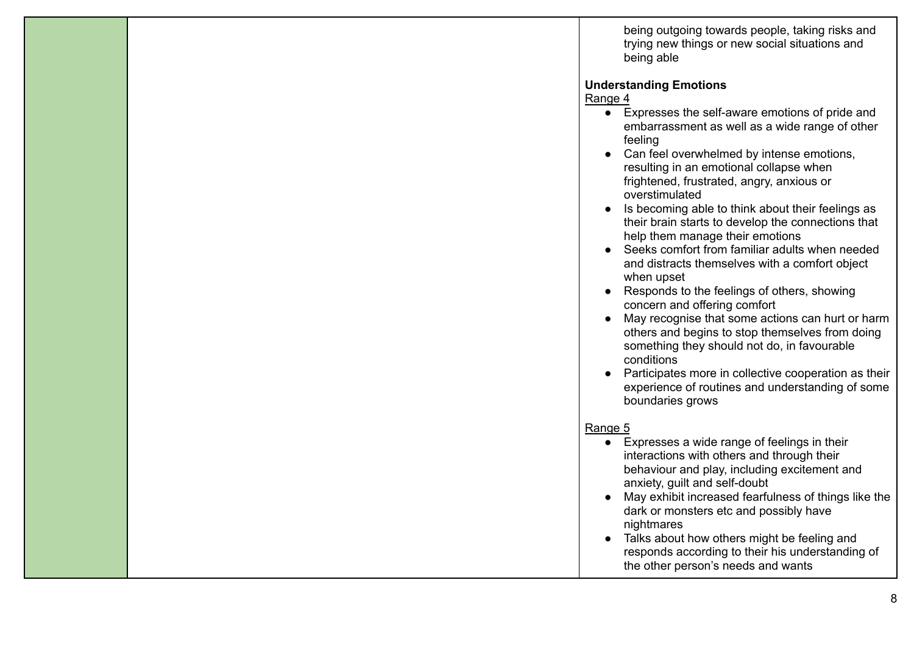| | | |
|---|---|---|
| | | being outgoing towards people, taking risks and trying new things or new social situations and being able<br><br>**Understanding Emotions**<br>Range 4<br>• Expresses the self-aware emotions of pride and embarrassment as well as a wide range of other feeling<br>• Can feel overwhelmed by intense emotions, resulting in an emotional collapse when frightened, frustrated, angry, anxious or overstimulated<br>• Is becoming able to think about their feelings as their brain starts to develop the connections that help them manage their emotions<br>• Seeks comfort from familiar adults when needed and distracts themselves with a comfort object when upset<br>• Responds to the feelings of others, showing concern and offering comfort<br>• May recognise that some actions can hurt or harm others and begins to stop themselves from doing something they should not do, in favourable conditions<br>• Participates more in collective cooperation as their experience of routines and understanding of some boundaries grows<br><br>Range 5<br>• Expresses a wide range of feelings in their interactions with others and through their behaviour and play, including excitement and anxiety, guilt and self-doubt<br>• May exhibit increased fearfulness of things like the dark or monsters etc and possibly have nightmares<br>• Talks about how others might be feeling and responds according to their his understanding of the other person's needs and wants |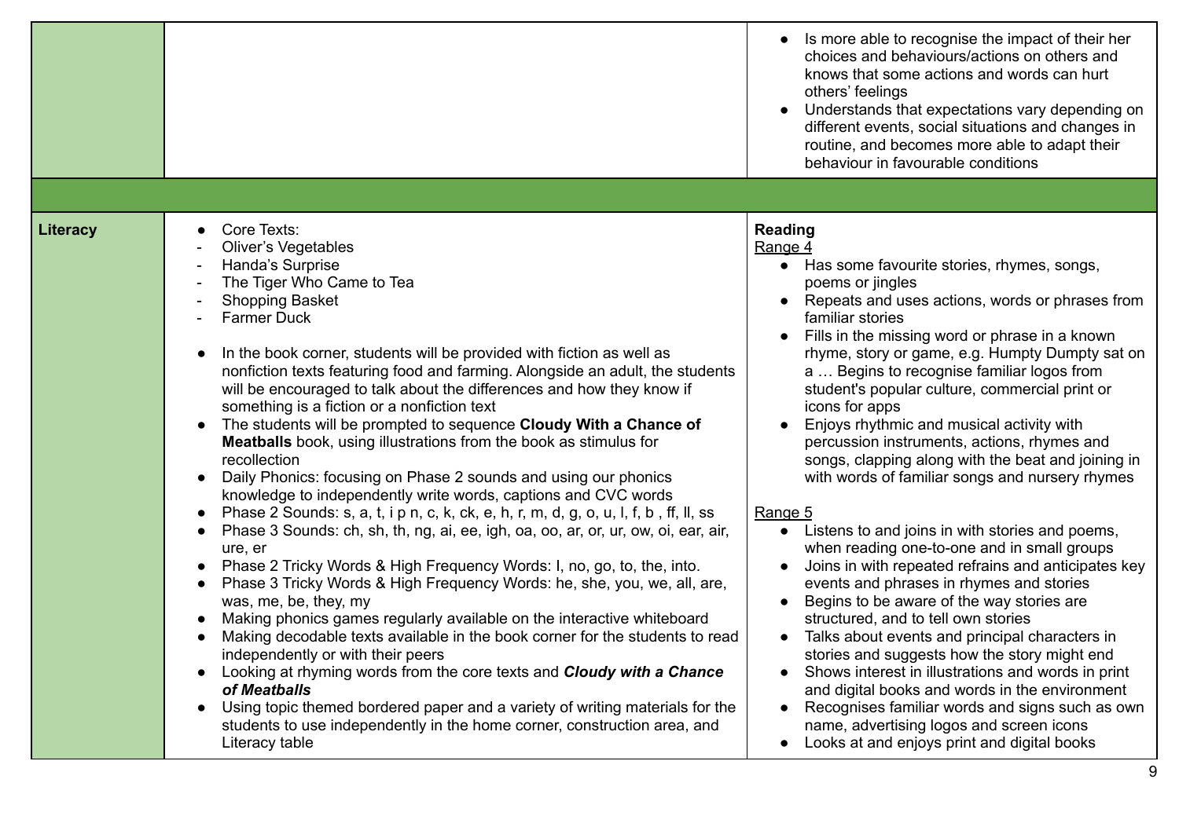| | | |
|---|---|---|
| | | • Is more able to recognise the impact of their her choices and behaviours/actions on others and knows that some actions and words can hurt others' feelings<br>• Understands that expectations vary depending on different events, social situations and changes in routine, and becomes more able to adapt their behaviour in favourable conditions |
| | | |
| **Literacy** | • Core Texts:<br>- Oliver's Vegetables<br>- Handa's Surprise<br>- The Tiger Who Came to Tea<br>- Shopping Basket<br>- Farmer Duck<br><br>• In the book corner, students will be provided with fiction as well as nonfiction texts featuring food and farming. Alongside an adult, the students will be encouraged to talk about the differences and how they know if something is a fiction or a nonfiction text<br>• The students will be prompted to sequence **Cloudy With a Chance of Meatballs** book, using illustrations from the book as stimulus for recollection<br>• Daily Phonics: focusing on Phase 2 sounds and using our phonics knowledge to independently write words, captions and CVC words<br>• Phase 2 Sounds: s, a, t, i p n, c, k, ck, e, h, r, m, d, g, o, u, l, f, b , ff, ll, ss<br>• Phase 3 Sounds: ch, sh, th, ng, ai, ee, igh, oa, oo, ar, or, ur, ow, oi, ear, air, ure, er<br>• Phase 2 Tricky Words & High Frequency Words: I, no, go, to, the, into.<br>• Phase 3 Tricky Words & High Frequency Words: he, she, you, we, all, are, was, me, be, they, my<br>• Making phonics games regularly available on the interactive whiteboard<br>• Making decodable texts available in the book corner for the students to read independently or with their peers<br>• Looking at rhyming words from the core texts and ***Cloudy with a Chance of Meatballs***<br>• Using topic themed bordered paper and a variety of writing materials for the students to use independently in the home corner, construction area, and Literacy table | **Reading**<br><u>Range 4</u><br>• Has some favourite stories, rhymes, songs, poems or jingles<br>• Repeats and uses actions, words or phrases from familiar stories<br>• Fills in the missing word or phrase in a known rhyme, story or game, e.g. Humpty Dumpty sat on a … Begins to recognise familiar logos from student's popular culture, commercial print or icons for apps<br>• Enjoys rhythmic and musical activity with percussion instruments, actions, rhymes and songs, clapping along with the beat and joining in with words of familiar songs and nursery rhymes<br><br><u>Range 5</u><br>• Listens to and joins in with stories and poems, when reading one-to-one and in small groups<br>• Joins in with repeated refrains and anticipates key events and phrases in rhymes and stories<br>• Begins to be aware of the way stories are structured, and to tell own stories<br>• Talks about events and principal characters in stories and suggests how the story might end<br>• Shows interest in illustrations and words in print and digital books and words in the environment<br>• Recognises familiar words and signs such as own name, advertising logos and screen icons<br>• Looks at and enjoys print and digital books |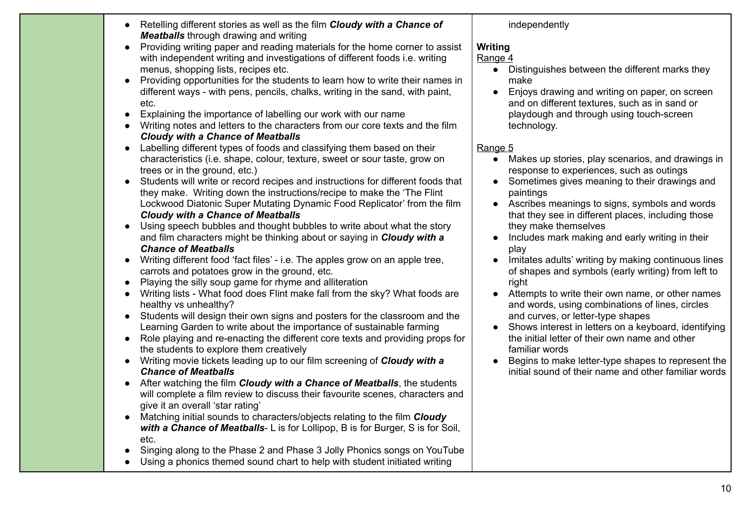| | | |
|---|---|---|
| | • Retelling different stories as well as the film ***Cloudy with a Chance of Meatballs*** through drawing and writing<br>• Providing writing paper and reading materials for the home corner to assist with independent writing and investigations of different foods i.e. writing menus, shopping lists, recipes etc.<br>• Providing opportunities for the students to learn how to write their names in different ways - with pens, pencils, chalks, writing in the sand, with paint, etc.<br>• Explaining the importance of labelling our work with our name<br>• Writing notes and letters to the characters from our core texts and the film ***Cloudy with a Chance of Meatballs***<br>• Labelling different types of foods and classifying them based on their characteristics (i.e. shape, colour, texture, sweet or sour taste, grow on trees or in the ground, etc.)<br>• Students will write or record recipes and instructions for different foods that they make. Writing down the instructions/recipe to make the 'The Flint Lockwood Diatonic Super Mutating Dynamic Food Replicator' from the film ***Cloudy with a Chance of Meatballs***<br>• Using speech bubbles and thought bubbles to write about what the story and film characters might be thinking about or saying in ***Cloudy with a Chance of Meatballs***<br>• Writing different food 'fact files' - i.e. The apples grow on an apple tree, carrots and potatoes grow in the ground, etc.<br>• Playing the silly soup game for rhyme and alliteration<br>• Writing lists - What food does Flint make fall from the sky? What foods are healthy vs unhealthy?<br>• Students will design their own signs and posters for the classroom and the Learning Garden to write about the importance of sustainable farming<br>• Role playing and re-enacting the different core texts and providing props for the students to explore them creatively<br>• Writing movie tickets leading up to our film screening of ***Cloudy with a Chance of Meatballs***<br>• After watching the film ***Cloudy with a Chance of Meatballs***, the students will complete a film review to discuss their favourite scenes, characters and give it an overall 'star rating'<br>• Matching initial sounds to characters/objects relating to the film ***Cloudy with a Chance of Meatballs***- L is for Lollipop, B is for Burger, S is for Soil, etc.<br>• Singing along to the Phase 2 and Phase 3 Jolly Phonics songs on YouTube<br>• Using a phonics themed sound chart to help with student initiated writing | independently<br><br>**Writing**<br>Range 4<br>• Distinguishes between the different marks they make<br>• Enjoys drawing and writing on paper, on screen and on different textures, such as in sand or playdough and through using touch-screen technology.<br><br>Range 5<br>• Makes up stories, play scenarios, and drawings in response to experiences, such as outings<br>• Sometimes gives meaning to their drawings and paintings<br>• Ascribes meanings to signs, symbols and words that they see in different places, including those they make themselves<br>• Includes mark making and early writing in their play<br>• Imitates adults' writing by making continuous lines of shapes and symbols (early writing) from left to right<br>• Attempts to write their own name, or other names and words, using combinations of lines, circles and curves, or letter-type shapes<br>• Shows interest in letters on a keyboard, identifying the initial letter of their own name and other familiar words<br>• Begins to make letter-type shapes to represent the initial sound of their name and other familiar words |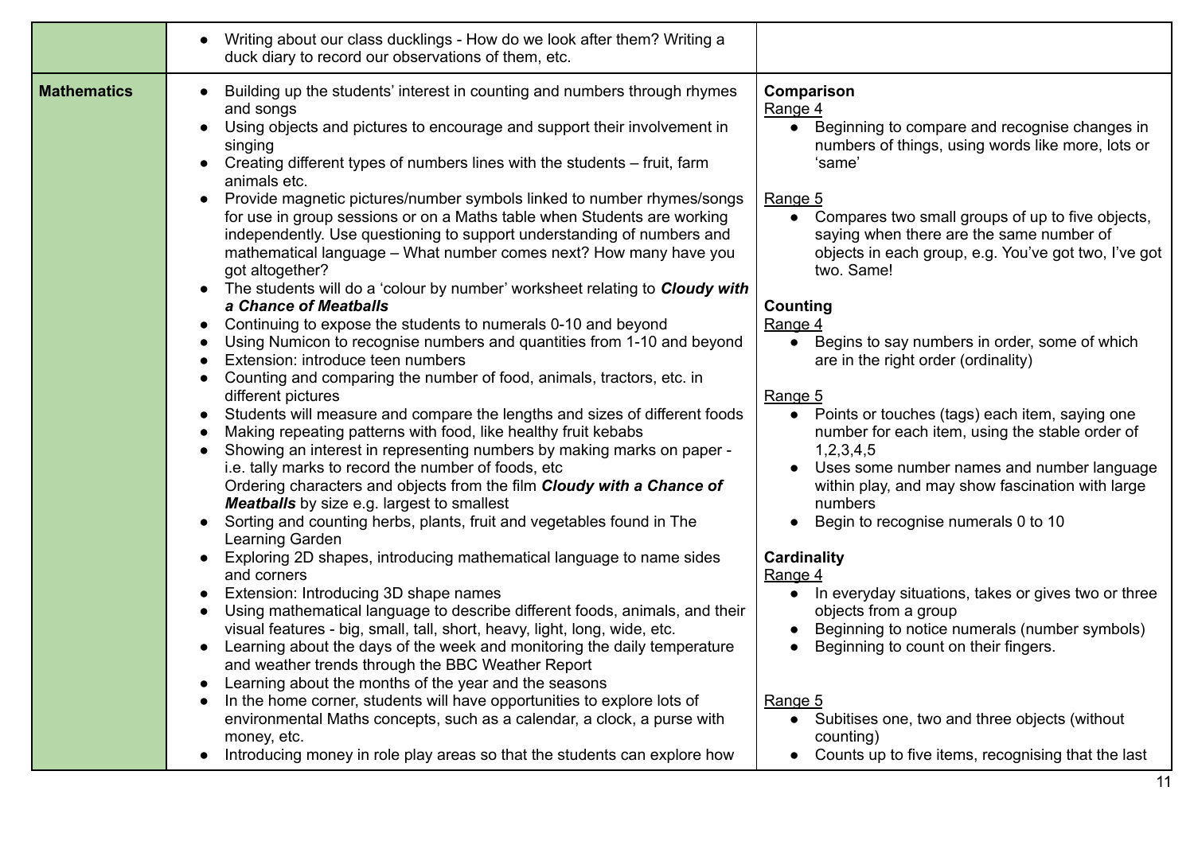| | | |
|---|---|---|
| | • Writing about our class ducklings - How do we look after them? Writing a duck diary to record our observations of them, etc. | |
| **Mathematics** | • Building up the students' interest in counting and numbers through rhymes and songs<br>• Using objects and pictures to encourage and support their involvement in singing<br>• Creating different types of numbers lines with the students – fruit, farm animals etc.<br>• Provide magnetic pictures/number symbols linked to number rhymes/songs for use in group sessions or on a Maths table when Students are working independently. Use questioning to support understanding of numbers and mathematical language – What number comes next? How many have you got altogether?<br>• The students will do a 'colour by number' worksheet relating to ***Cloudy with a Chance of Meatballs***<br>• Continuing to expose the students to numerals 0-10 and beyond<br>• Using Numicon to recognise numbers and quantities from 1-10 and beyond<br>• Extension: introduce teen numbers<br>• Counting and comparing the number of food, animals, tractors, etc. in different pictures<br>• Students will measure and compare the lengths and sizes of different foods<br>• Making repeating patterns with food, like healthy fruit kebabs<br>• Showing an interest in representing numbers by making marks on paper - i.e. tally marks to record the number of foods, etc<br>Ordering characters and objects from the film ***Cloudy with a Chance of Meatballs*** by size e.g. largest to smallest<br>• Sorting and counting herbs, plants, fruit and vegetables found in The Learning Garden<br>• Exploring 2D shapes, introducing mathematical language to name sides and corners<br>• Extension: Introducing 3D shape names<br>• Using mathematical language to describe different foods, animals, and their visual features - big, small, tall, short, heavy, light, long, wide, etc.<br>• Learning about the days of the week and monitoring the daily temperature and weather trends through the BBC Weather Report<br>• Learning about the months of the year and the seasons<br>• In the home corner, students will have opportunities to explore lots of environmental Maths concepts, such as a calendar, a clock, a purse with money, etc.<br>• Introducing money in role play areas so that the students can explore how | **Comparison**<br>Range 4<br>• Beginning to compare and recognise changes in numbers of things, using words like more, lots or 'same'<br><br>Range 5<br>• Compares two small groups of up to five objects, saying when there are the same number of objects in each group, e.g. You've got two, I've got two. Same!<br><br>**Counting**<br>Range 4<br>• Begins to say numbers in order, some of which are in the right order (ordinality)<br><br>Range 5<br>• Points or touches (tags) each item, saying one number for each item, using the stable order of 1,2,3,4,5<br>• Uses some number names and number language within play, and may show fascination with large numbers<br>• Begin to recognise numerals 0 to 10<br><br>**Cardinality**<br>Range 4<br>• In everyday situations, takes or gives two or three objects from a group<br>• Beginning to notice numerals (number symbols)<br>• Beginning to count on their fingers.<br><br>Range 5<br>• Subitises one, two and three objects (without counting)<br>• Counts up to five items, recognising that the last |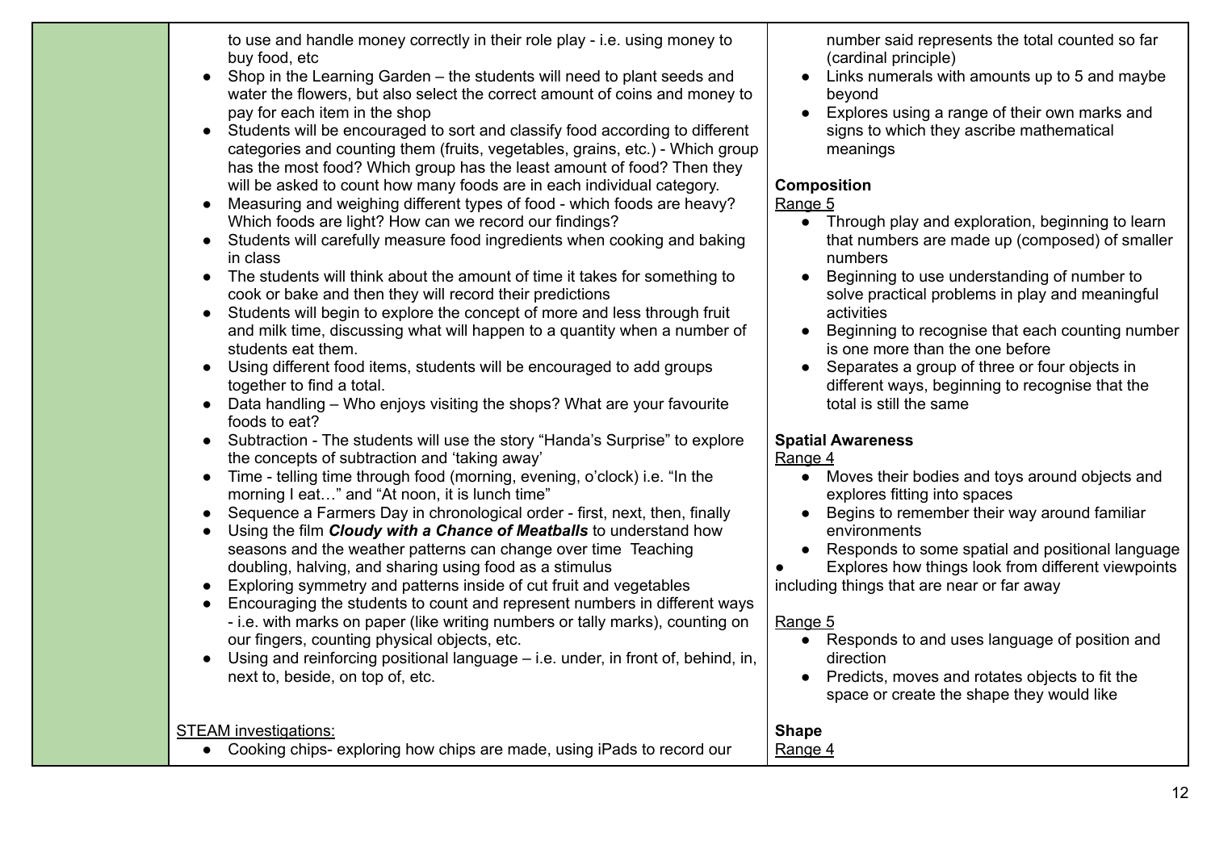| | | |
|---|---|---|
| | to use and handle money correctly in their role play - i.e. using money to buy food, etc<br>• Shop in the Learning Garden – the students will need to plant seeds and water the flowers, but also select the correct amount of coins and money to pay for each item in the shop<br>• Students will be encouraged to sort and classify food according to different categories and counting them (fruits, vegetables, grains, etc.) - Which group has the most food? Which group has the least amount of food? Then they will be asked to count how many foods are in each individual category.<br>• Measuring and weighing different types of food - which foods are heavy? Which foods are light? How can we record our findings?<br>• Students will carefully measure food ingredients when cooking and baking in class<br>• The students will think about the amount of time it takes for something to cook or bake and then they will record their predictions<br>• Students will begin to explore the concept of more and less through fruit and milk time, discussing what will happen to a quantity when a number of students eat them.<br>• Using different food items, students will be encouraged to add groups together to find a total.<br>• Data handling – Who enjoys visiting the shops? What are your favourite foods to eat?<br>• Subtraction - The students will use the story "Handa's Surprise" to explore the concepts of subtraction and 'taking away'<br>• Time - telling time through food (morning, evening, o'clock) i.e. "In the morning I eat…" and "At noon, it is lunch time"<br>• Sequence a Farmers Day in chronological order - first, next, then, finally<br>• Using the film ***Cloudy with a Chance of Meatballs*** to understand how seasons and the weather patterns can change over time Teaching doubling, halving, and sharing using food as a stimulus<br>• Exploring symmetry and patterns inside of cut fruit and vegetables<br>• Encouraging the students to count and represent numbers in different ways - i.e. with marks on paper (like writing numbers or tally marks), counting on our fingers, counting physical objects, etc.<br>• Using and reinforcing positional language – i.e. under, in front of, behind, in, next to, beside, on top of, etc.<br><br>STEAM investigations:<br>• Cooking chips- exploring how chips are made, using iPads to record our | number said represents the total counted so far (cardinal principle)<br>• Links numerals with amounts up to 5 and maybe beyond<br>• Explores using a range of their own marks and signs to which they ascribe mathematical meanings<br><br>**Composition**<br>Range 5<br>• Through play and exploration, beginning to learn that numbers are made up (composed) of smaller numbers<br>• Beginning to use understanding of number to solve practical problems in play and meaningful activities<br>• Beginning to recognise that each counting number is one more than the one before<br>• Separates a group of three or four objects in different ways, beginning to recognise that the total is still the same<br><br>**Spatial Awareness**<br>Range 4<br>• Moves their bodies and toys around objects and explores fitting into spaces<br>• Begins to remember their way around familiar environments<br>• Responds to some spatial and positional language<br>• Explores how things look from different viewpoints including things that are near or far away<br><br>Range 5<br>• Responds to and uses language of position and direction<br>• Predicts, moves and rotates objects to fit the space or create the shape they would like<br><br>**Shape**<br>Range 4 |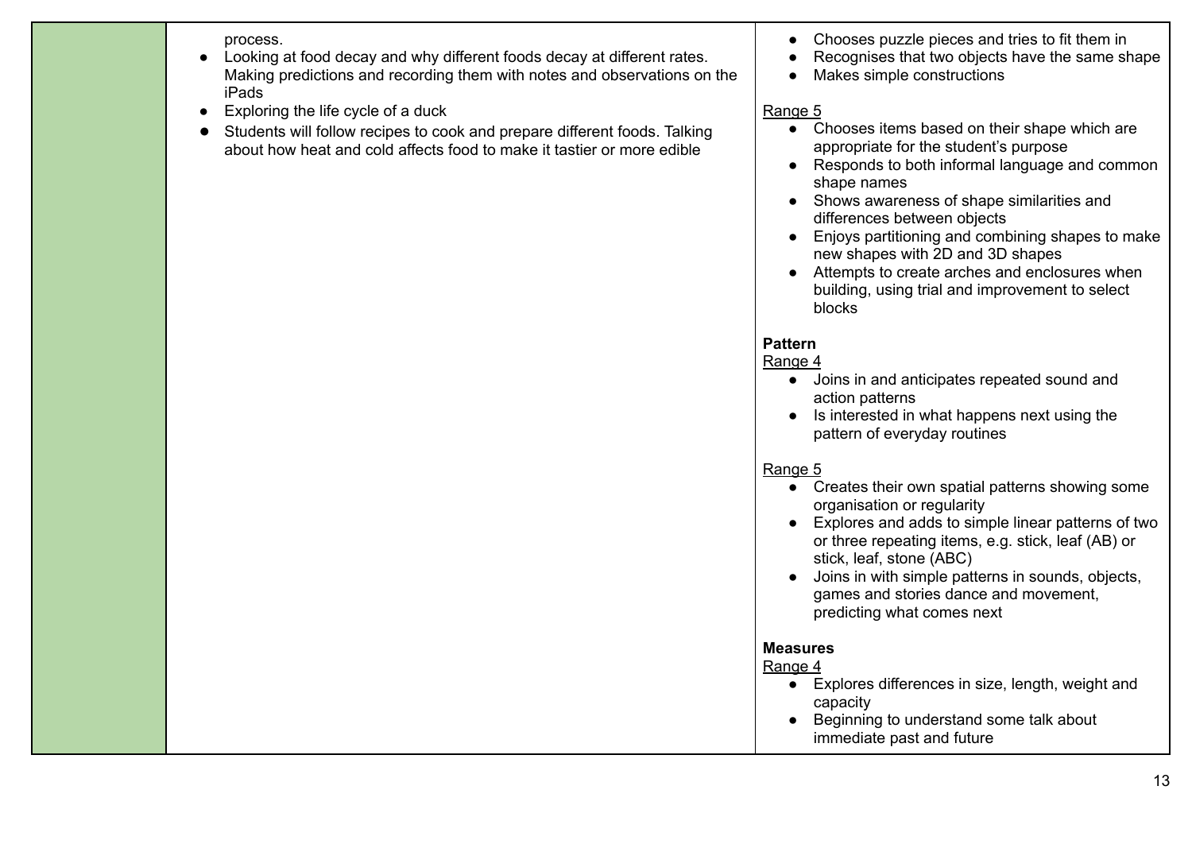| | | |
|---|---|---|
| | process.<br>● Looking at food decay and why different foods decay at different rates. Making predictions and recording them with notes and observations on the iPads<br>● Exploring the life cycle of a duck<br>● Students will follow recipes to cook and prepare different foods. Talking about how heat and cold affects food to make it tastier or more edible | ● Chooses puzzle pieces and tries to fit them in<br>● Recognises that two objects have the same shape<br>● Makes simple constructions<br><br>Range 5<br>● Chooses items based on their shape which are appropriate for the student's purpose<br>● Responds to both informal language and common shape names<br>● Shows awareness of shape similarities and differences between objects<br>● Enjoys partitioning and combining shapes to make new shapes with 2D and 3D shapes<br>● Attempts to create arches and enclosures when building, using trial and improvement to select blocks<br><br>**Pattern**<br>Range 4<br>● Joins in and anticipates repeated sound and action patterns<br>● Is interested in what happens next using the pattern of everyday routines<br><br>Range 5<br>● Creates their own spatial patterns showing some organisation or regularity<br>● Explores and adds to simple linear patterns of two or three repeating items, e.g. stick, leaf (AB) or stick, leaf, stone (ABC)<br>● Joins in with simple patterns in sounds, objects, games and stories dance and movement, predicting what comes next<br><br>**Measures**<br>Range 4<br>● Explores differences in size, length, weight and capacity<br>● Beginning to understand some talk about immediate past and future |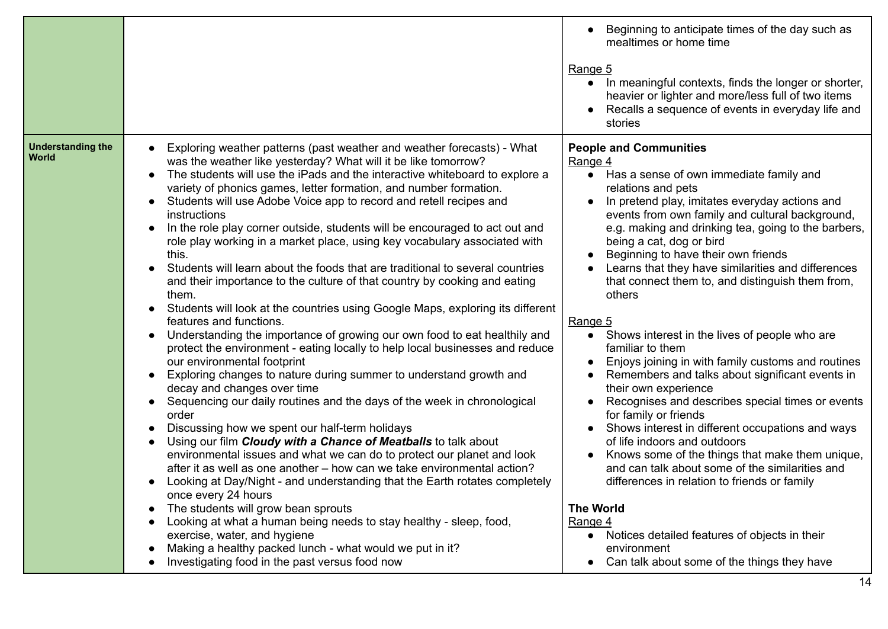| | | |
|---|---|---|
| | | ● Beginning to anticipate times of the day such as mealtimes or home time<br><br>Range 5<br>● In meaningful contexts, finds the longer or shorter, heavier or lighter and more/less full of two items<br>● Recalls a sequence of events in everyday life and stories |
| **Understanding the World** | ● Exploring weather patterns (past weather and weather forecasts) - What was the weather like yesterday? What will it be like tomorrow?<br>● The students will use the iPads and the interactive whiteboard to explore a variety of phonics games, letter formation, and number formation.<br>● Students will use Adobe Voice app to record and retell recipes and instructions<br>● In the role play corner outside, students will be encouraged to act out and role play working in a market place, using key vocabulary associated with this.<br>● Students will learn about the foods that are traditional to several countries and their importance to the culture of that country by cooking and eating them.<br>● Students will look at the countries using Google Maps, exploring its different features and functions.<br>● Understanding the importance of growing our own food to eat healthily and protect the environment - eating locally to help local businesses and reduce our environmental footprint<br>● Exploring changes to nature during summer to understand growth and decay and changes over time<br>● Sequencing our daily routines and the days of the week in chronological order<br>● Discussing how we spent our half-term holidays<br>● Using our film ***Cloudy with a Chance of Meatballs*** to talk about environmental issues and what we can do to protect our planet and look after it as well as one another – how can we take environmental action?<br>● Looking at Day/Night - and understanding that the Earth rotates completely once every 24 hours<br>● The students will grow bean sprouts<br>● Looking at what a human being needs to stay healthy - sleep, food, exercise, water, and hygiene<br>● Making a healthy packed lunch - what would we put in it?<br>● Investigating food in the past versus food now | **People and Communities**<br>Range 4<br>● Has a sense of own immediate family and relations and pets<br>● In pretend play, imitates everyday actions and events from own family and cultural background, e.g. making and drinking tea, going to the barbers, being a cat, dog or bird<br>● Beginning to have their own friends<br>● Learns that they have similarities and differences that connect them to, and distinguish them from, others<br><br>Range 5<br>● Shows interest in the lives of people who are familiar to them<br>● Enjoys joining in with family customs and routines<br>● Remembers and talks about significant events in their own experience<br>● Recognises and describes special times or events for family or friends<br>● Shows interest in different occupations and ways of life indoors and outdoors<br>● Knows some of the things that make them unique, and can talk about some of the similarities and differences in relation to friends or family<br><br>**The World**<br>Range 4<br>● Notices detailed features of objects in their environment<br>● Can talk about some of the things they have |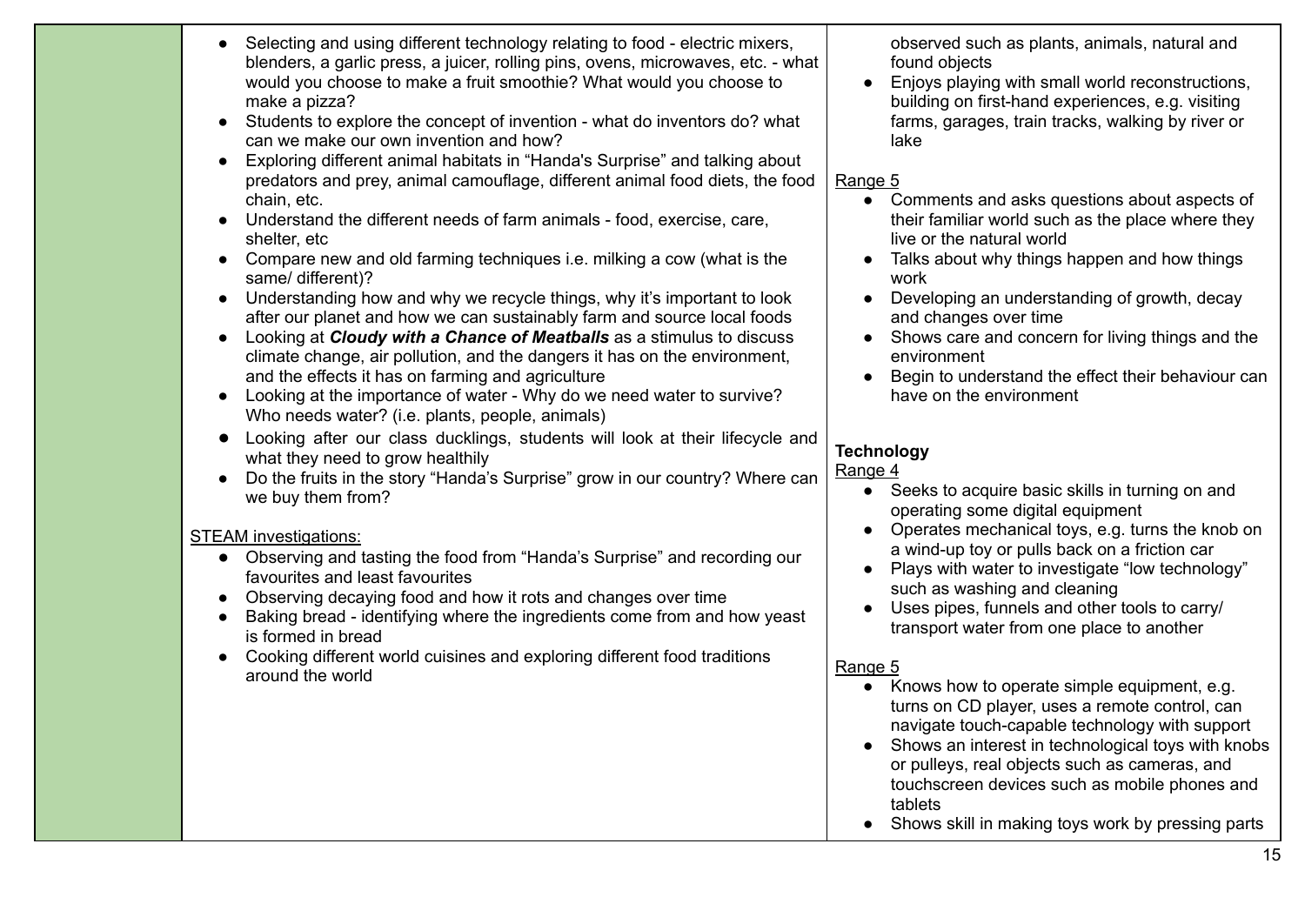| | | |
|---|---|---|
| | • Selecting and using different technology relating to food - electric mixers, blenders, a garlic press, a juicer, rolling pins, ovens, microwaves, etc. - what would you choose to make a fruit smoothie? What would you choose to make a pizza?<br>• Students to explore the concept of invention - what do inventors do? what can we make our own invention and how?<br>• Exploring different animal habitats in "Handa's Surprise" and talking about predators and prey, animal camouflage, different animal food diets, the food chain, etc.<br>• Understand the different needs of farm animals - food, exercise, care, shelter, etc<br>• Compare new and old farming techniques i.e. milking a cow (what is the same/ different)?<br>• Understanding how and why we recycle things, why it's important to look after our planet and how we can sustainably farm and source local foods<br>• Looking at ***Cloudy with a Chance of Meatballs*** as a stimulus to discuss climate change, air pollution, and the dangers it has on the environment, and the effects it has on farming and agriculture<br>• Looking at the importance of water - Why do we need water to survive? Who needs water? (i.e. plants, people, animals)<br>• Looking after our class ducklings, students will look at their lifecycle and what they need to grow healthily<br>• Do the fruits in the story "Handa's Surprise" grow in our country? Where can we buy them from?<br><br>STEAM investigations:<br>• Observing and tasting the food from "Handa's Surprise" and recording our favourites and least favourites<br>• Observing decaying food and how it rots and changes over time<br>• Baking bread - identifying where the ingredients come from and how yeast is formed in bread<br>• Cooking different world cuisines and exploring different food traditions around the world | observed such as plants, animals, natural and found objects<br>• Enjoys playing with small world reconstructions, building on first-hand experiences, e.g. visiting farms, garages, train tracks, walking by river or lake<br><br>Range 5<br>• Comments and asks questions about aspects of their familiar world such as the place where they live or the natural world<br>• Talks about why things happen and how things work<br>• Developing an understanding of growth, decay and changes over time<br>• Shows care and concern for living things and the environment<br>• Begin to understand the effect their behaviour can have on the environment<br><br>**Technology**<br>Range 4<br>• Seeks to acquire basic skills in turning on and operating some digital equipment<br>• Operates mechanical toys, e.g. turns the knob on a wind-up toy or pulls back on a friction car<br>• Plays with water to investigate "low technology" such as washing and cleaning<br>• Uses pipes, funnels and other tools to carry/ transport water from one place to another<br><br>Range 5<br>• Knows how to operate simple equipment, e.g. turns on CD player, uses a remote control, can navigate touch-capable technology with support<br>• Shows an interest in technological toys with knobs or pulleys, real objects such as cameras, and touchscreen devices such as mobile phones and tablets<br>• Shows skill in making toys work by pressing parts |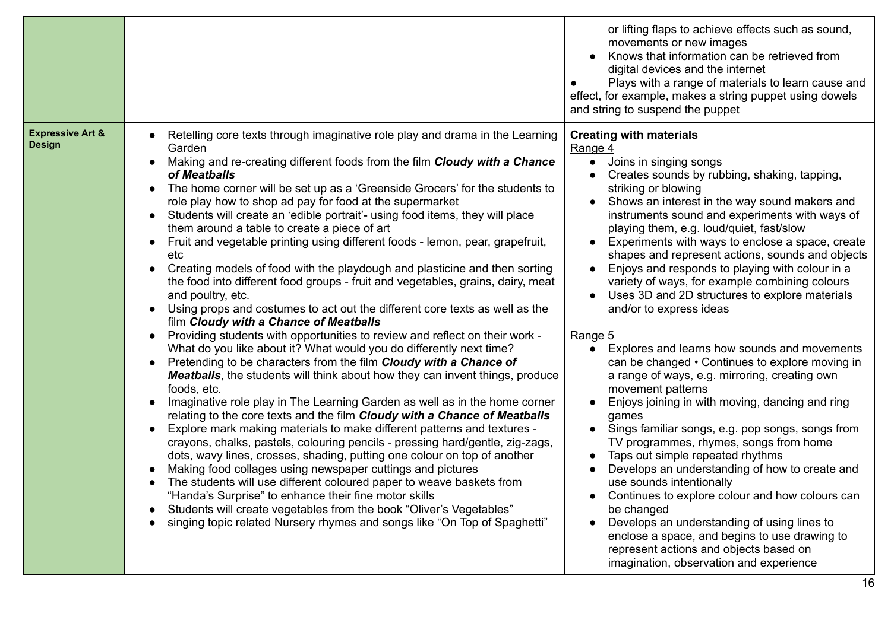| | | |
|---|---|---|
| | | or lifting flaps to achieve effects such as sound, movements or new images<br>● Knows that information can be retrieved from digital devices and the internet<br>● Plays with a range of materials to learn cause and effect, for example, makes a string puppet using dowels and string to suspend the puppet |
| **Expressive Art & Design** | ● Retelling core texts through imaginative role play and drama in the Learning Garden<br>● Making and re-creating different foods from the film ***Cloudy with a Chance of Meatballs***<br>● The home corner will be set up as a 'Greenside Grocers' for the students to role play how to shop ad pay for food at the supermarket<br>● Students will create an 'edible portrait'- using food items, they will place them around a table to create a piece of art<br>● Fruit and vegetable printing using different foods - lemon, pear, grapefruit, etc<br>● Creating models of food with the playdough and plasticine and then sorting the food into different food groups - fruit and vegetables, grains, dairy, meat and poultry, etc.<br>● Using props and costumes to act out the different core texts as well as the film ***Cloudy with a Chance of Meatballs***<br>● Providing students with opportunities to review and reflect on their work - What do you like about it? What would you do differently next time?<br>● Pretending to be characters from the film ***Cloudy with a Chance of Meatballs***, the students will think about how they can invent things, produce foods, etc.<br>● Imaginative role play in The Learning Garden as well as in the home corner relating to the core texts and the film ***Cloudy with a Chance of Meatballs***<br>● Explore mark making materials to make different patterns and textures - crayons, chalks, pastels, colouring pencils - pressing hard/gentle, zig-zags, dots, wavy lines, crosses, shading, putting one colour on top of another<br>● Making food collages using newspaper cuttings and pictures<br>● The students will use different coloured paper to weave baskets from "Handa's Surprise" to enhance their fine motor skills<br>● Students will create vegetables from the book "Oliver's Vegetables"<br>● singing topic related Nursery rhymes and songs like "On Top of Spaghetti" | **Creating with materials**<br>Range 4<br>● Joins in singing songs<br>● Creates sounds by rubbing, shaking, tapping, striking or blowing<br>● Shows an interest in the way sound makers and instruments sound and experiments with ways of playing them, e.g. loud/quiet, fast/slow<br>● Experiments with ways to enclose a space, create shapes and represent actions, sounds and objects<br>● Enjoys and responds to playing with colour in a variety of ways, for example combining colours<br>● Uses 3D and 2D structures to explore materials and/or to express ideas<br><br>Range 5<br>● Explores and learns how sounds and movements can be changed • Continues to explore moving in a range of ways, e.g. mirroring, creating own movement patterns<br>● Enjoys joining in with moving, dancing and ring games<br>● Sings familiar songs, e.g. pop songs, songs from TV programmes, rhymes, songs from home<br>● Taps out simple repeated rhythms<br>● Develops an understanding of how to create and use sounds intentionally<br>● Continues to explore colour and how colours can be changed<br>● Develops an understanding of using lines to enclose a space, and begins to use drawing to represent actions and objects based on imagination, observation and experience |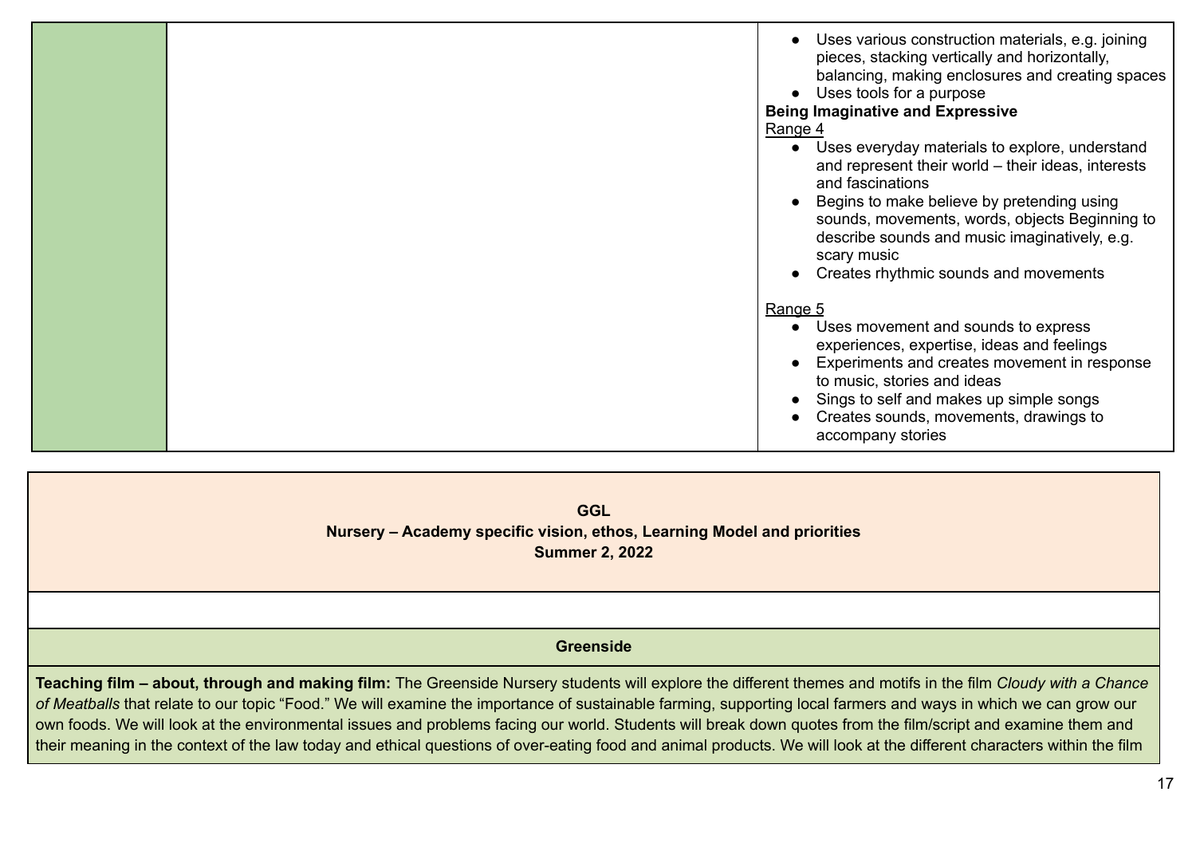|  |  | <ul><li>Uses various construction materials, e.g. joining pieces, stacking vertically and horizontally, balancing, making enclosures and creating spaces</li><li>Uses tools for a purpose</li></ul>**Being Imaginative and Expressive**<br>Range 4<ul><li>Uses everyday materials to explore, understand and represent their world – their ideas, interests and fascinations</li><li>Begins to make believe by pretending using sounds, movements, words, objects Beginning to describe sounds and music imaginatively, e.g. scary music</li><li>Creates rhythmic sounds and movements</li></ul>Range 5<ul><li>Uses movement and sounds to express experiences, expertise, ideas and feelings</li><li>Experiments and creates movement in response to music, stories and ideas</li><li>Sings to self and makes up simple songs</li><li>Creates sounds, movements, drawings to accompany stories</li></ul> |
|---|---|---|

| **GGL**<br>**Nursery – Academy specific vision, ethos, Learning Model and priorities**<br>**Summer 2, 2022** |
|---|
|  |
| **Greenside** |
| **Teaching film – about, through and making film:** The Greenside Nursery students will explore the different themes and motifs in the film *Cloudy with a Chance of Meatballs* that relate to our topic "Food." We will examine the importance of sustainable farming, supporting local farmers and ways in which we can grow our own foods. We will look at the environmental issues and problems facing our world. Students will break down quotes from the film/script and examine them and their meaning in the context of the law today and ethical questions of over-eating food and animal products. We will look at the different characters within the film |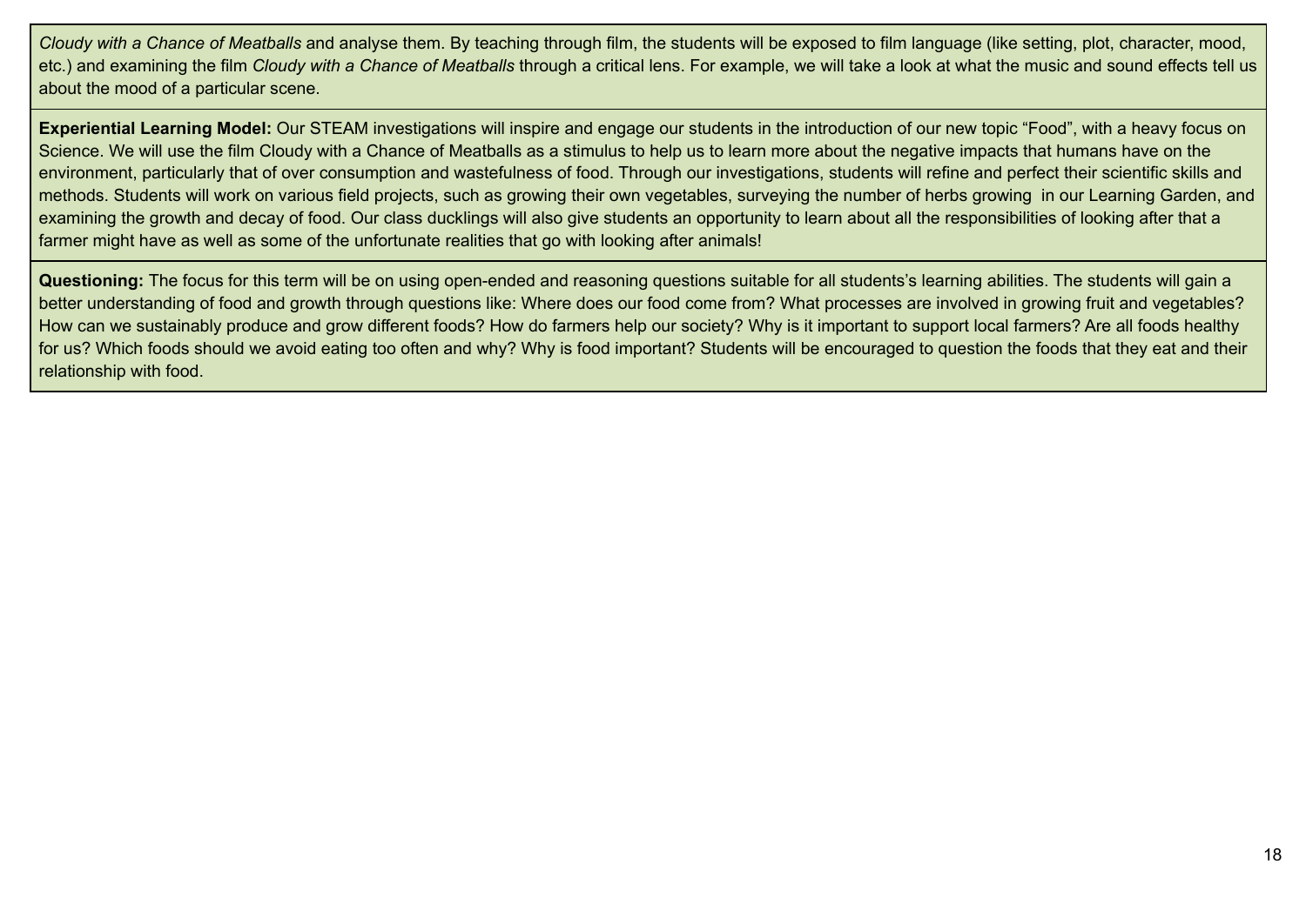*Cloudy with a Chance of Meatballs* and analyse them. By teaching through film, the students will be exposed to film language (like setting, plot, character, mood, etc.) and examining the film *Cloudy with a Chance of Meatballs* through a critical lens. For example, we will take a look at what the music and sound effects tell us about the mood of a particular scene.

**Experiential Learning Model:** Our STEAM investigations will inspire and engage our students in the introduction of our new topic "Food", with a heavy focus on Science. We will use the film Cloudy with a Chance of Meatballs as a stimulus to help us to learn more about the negative impacts that humans have on the environment, particularly that of over consumption and wastefulness of food. Through our investigations, students will refine and perfect their scientific skills and methods. Students will work on various field projects, such as growing their own vegetables, surveying the number of herbs growing in our Learning Garden, and examining the growth and decay of food. Our class ducklings will also give students an opportunity to learn about all the responsibilities of looking after that a farmer might have as well as some of the unfortunate realities that go with looking after animals!

**Questioning:** The focus for this term will be on using open-ended and reasoning questions suitable for all students's learning abilities. The students will gain a better understanding of food and growth through questions like: Where does our food come from? What processes are involved in growing fruit and vegetables? How can we sustainably produce and grow different foods? How do farmers help our society? Why is it important to support local farmers? Are all foods healthy for us? Which foods should we avoid eating too often and why? Why is food important? Students will be encouraged to question the foods that they eat and their relationship with food.